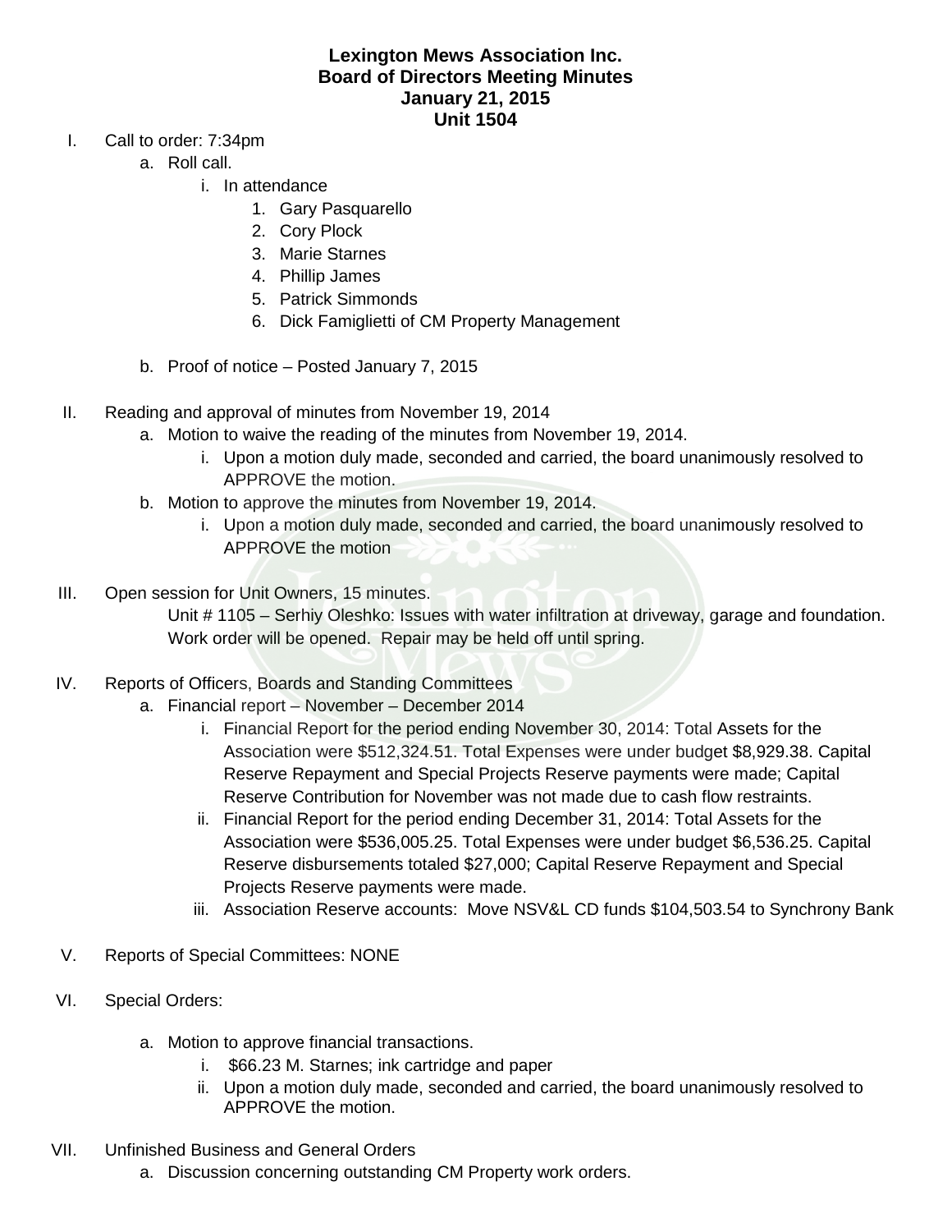**Lexington Mews Association Inc.**
**Board of Directors Meeting Minutes**
**January 21, 2015**
**Unit 1504**

I. Call to order: 7:34pm
   a. Roll call.
      i. In attendance
         1. Gary Pasquarello
         2. Cory Plock
         3. Marie Starnes
         4. Phillip James
         5. Patrick Simmonds
         6. Dick Famiglietti of CM Property Management

   b. Proof of notice – Posted January 7, 2015

II. Reading and approval of minutes from November 19, 2014
   a. Motion to waive the reading of the minutes from November 19, 2014.
      i. Upon a motion duly made, seconded and carried, the board unanimously resolved to APPROVE the motion.
   b. Motion to approve the minutes from November 19, 2014.
      i. Upon a motion duly made, seconded and carried, the board unanimously resolved to APPROVE the motion

III. Open session for Unit Owners, 15 minutes.
   Unit # 1105 – Serhiy Oleshko: Issues with water infiltration at driveway, garage and foundation. Work order will be opened. Repair may be held off until spring.

IV. Reports of Officers, Boards and Standing Committees
   a. Financial report – November – December 2014
      i. Financial Report for the period ending November 30, 2014: Total Assets for the Association were $512,324.51. Total Expenses were under budget $8,929.38. Capital Reserve Repayment and Special Projects Reserve payments were made; Capital Reserve Contribution for November was not made due to cash flow restraints.
      ii. Financial Report for the period ending December 31, 2014: Total Assets for the Association were $536,005.25. Total Expenses were under budget $6,536.25. Capital Reserve disbursements totaled $27,000; Capital Reserve Repayment and Special Projects Reserve payments were made.
      iii. Association Reserve accounts: Move NSV&L CD funds $104,503.54 to Synchrony Bank

V. Reports of Special Committees: NONE

VI. Special Orders:

   a. Motion to approve financial transactions.
      i. $66.23 M. Starnes; ink cartridge and paper
      ii. Upon a motion duly made, seconded and carried, the board unanimously resolved to APPROVE the motion.

VII. Unfinished Business and General Orders
   a. Discussion concerning outstanding CM Property work orders.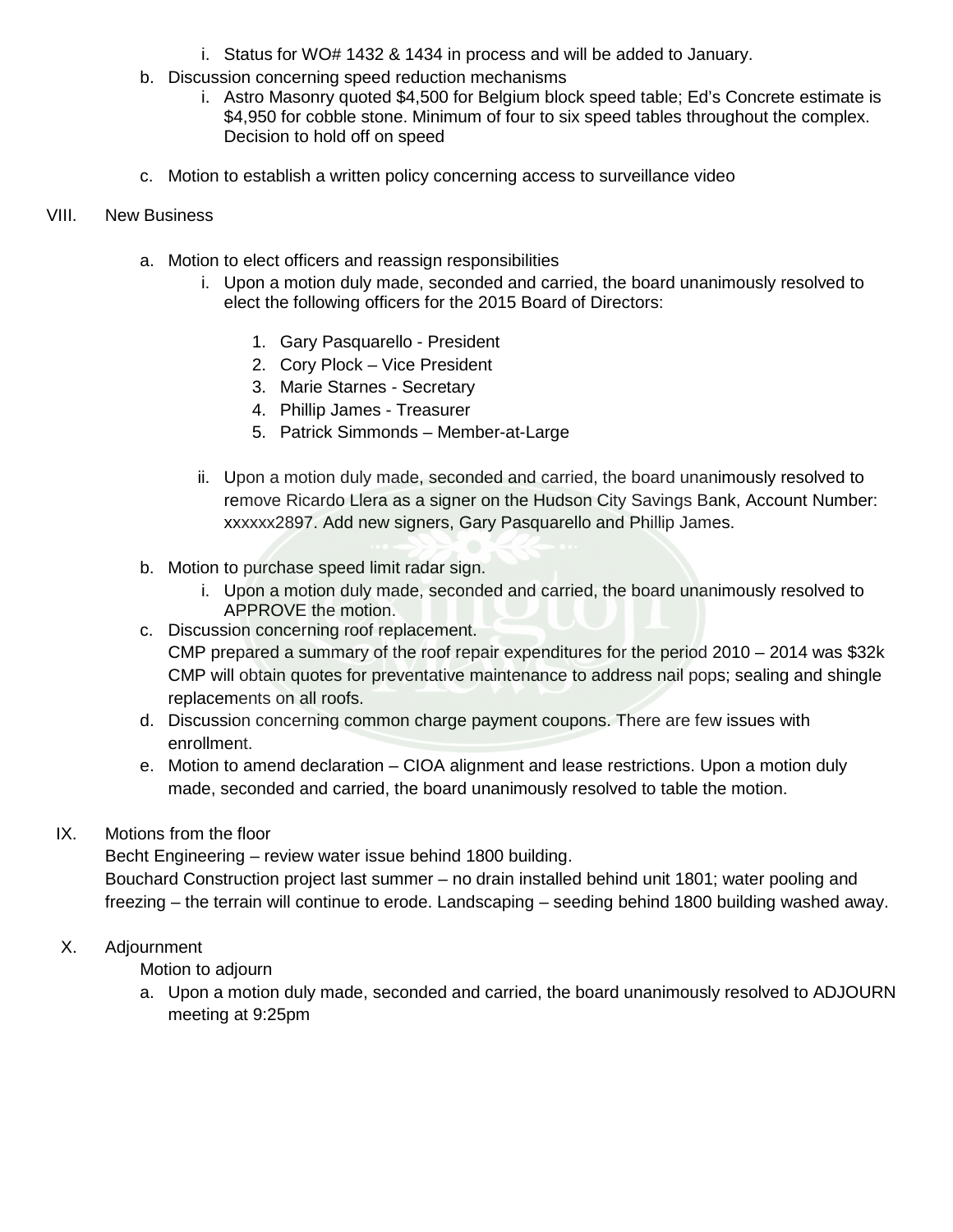i. Status for WO# 1432 & 1434 in process and will be added to January.

   b. Discussion concerning speed reduction mechanisms
      i. Astro Masonry quoted $4,500 for Belgium block speed table; Ed's Concrete estimate is $4,950 for cobble stone. Minimum of four to six speed tables throughout the complex. Decision to hold off on speed

   c. Motion to establish a written policy concerning access to surveillance video

VIII. New Business

   a. Motion to elect officers and reassign responsibilities
      i. Upon a motion duly made, seconded and carried, the board unanimously resolved to elect the following officers for the 2015 Board of Directors:

         1. Gary Pasquarello - President
         2. Cory Plock – Vice President
         3. Marie Starnes - Secretary
         4. Phillip James - Treasurer
         5. Patrick Simmonds – Member-at-Large

      ii. Upon a motion duly made, seconded and carried, the board unanimously resolved to remove Ricardo Llera as a signer on the Hudson City Savings Bank, Account Number: xxxxxx2897. Add new signers, Gary Pasquarello and Phillip James.

   b. Motion to purchase speed limit radar sign.
      i. Upon a motion duly made, seconded and carried, the board unanimously resolved to APPROVE the motion.
   c. Discussion concerning roof replacement.
      CMP prepared a summary of the roof repair expenditures for the period 2010 – 2014 was $32k
      CMP will obtain quotes for preventative maintenance to address nail pops; sealing and shingle replacements on all roofs.
   d. Discussion concerning common charge payment coupons. There are few issues with enrollment.
   e. Motion to amend declaration – CIOA alignment and lease restrictions. Upon a motion duly made, seconded and carried, the board unanimously resolved to table the motion.

IX. Motions from the floor
   Becht Engineering – review water issue behind 1800 building.
   Bouchard Construction project last summer – no drain installed behind unit 1801; water pooling and freezing – the terrain will continue to erode. Landscaping – seeding behind 1800 building washed away.

X. Adjournment
   Motion to adjourn
   a. Upon a motion duly made, seconded and carried, the board unanimously resolved to ADJOURN meeting at 9:25pm